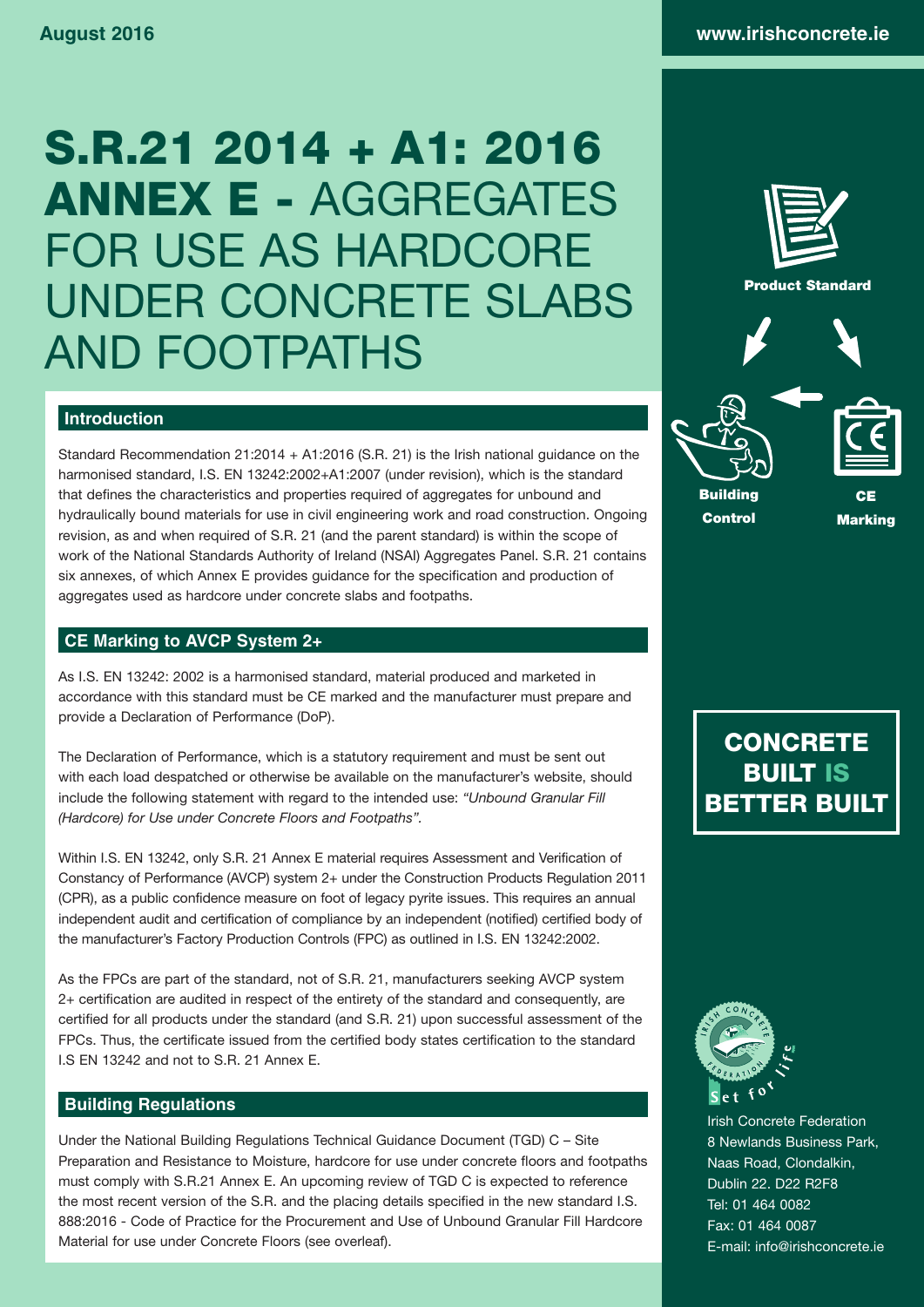August 2016

www.irishconcrete.ie

# S.R.21 2014 + A1: 2016 ANNEX E - AGGREGATES FOR USE AS HARDCORE UNDER CONCRETE SLABS AND FOOTPATHS

## Introduction

Standard Recommendation 21:2014 + A1:2016 (S.R. 21) is the Irish national guidance on the harmonised standard, I.S. EN 13242:2002+A1:2007 (under revision), which is the standard that defines the characteristics and properties required of aggregates for unbound and hydraulically bound materials for use in civil engineering work and road construction. Ongoing revision, as and when required of S.R. 21 (and the parent standard) is within the scope of work of the National Standards Authority of Ireland (NSAI) Aggregates Panel. S.R. 21 contains six annexes, of which Annex E provides guidance for the specification and production of aggregates used as hardcore under concrete slabs and footpaths.

## CE Marking to AVCP System 2+

As I.S. EN 13242: 2002 is a harmonised standard, material produced and marketed in accordance with this standard must be CE marked and the manufacturer must prepare and provide a Declaration of Performance (DoP).

The Declaration of Performance, which is a statutory requirement and must be sent out with each load despatched or otherwise be available on the manufacturer's website, should include the following statement with regard to the intended use: *"Unbound Granular Fill (Hardcore) for Use under Concrete Floors and Footpaths".*

Within I.S. EN 13242, only S.R. 21 Annex E material requires Assessment and Verification of Constancy of Performance (AVCP) system 2+ under the Construction Products Regulation 2011 (CPR), as a public confidence measure on foot of legacy pyrite issues. This requires an annual independent audit and certification of compliance by an independent (notified) certified body of the manufacturer's Factory Production Controls (FPC) as outlined in I.S. EN 13242:2002.

As the FPCs are part of the standard, not of S.R. 21, manufacturers seeking AVCP system 2+ certification are audited in respect of the entirety of the standard and consequently, are certified for all products under the standard (and S.R. 21) upon successful assessment of the FPCs. Thus, the certificate issued from the certified body states certification to the standard I.S EN 13242 and not to S.R. 21 Annex E.

## Building Regulations

Under the National Building Regulations Technical Guidance Document (TGD) C – Site Preparation and Resistance to Moisture, hardcore for use under concrete floors and footpaths must comply with S.R.21 Annex E. An upcoming review of TGD C is expected to reference the most recent version of the S.R. and the placing details specified in the new standard I.S. 888:2016 - Code of Practice for the Procurement and Use of Unbound Granular Fill Hardcore Material for use under Concrete Floors (see overleaf).

Product Standard

Building Control

CE Marking

**CONCRETE BUILT IS BETTER BUILT**

Irish Concrete Federation
8 Newlands Business Park,
Naas Road, Clondalkin,
Dublin 22. D22 R2F8
Tel: 01 464 0082
Fax: 01 464 0087
E-mail: info@irishconcrete.ie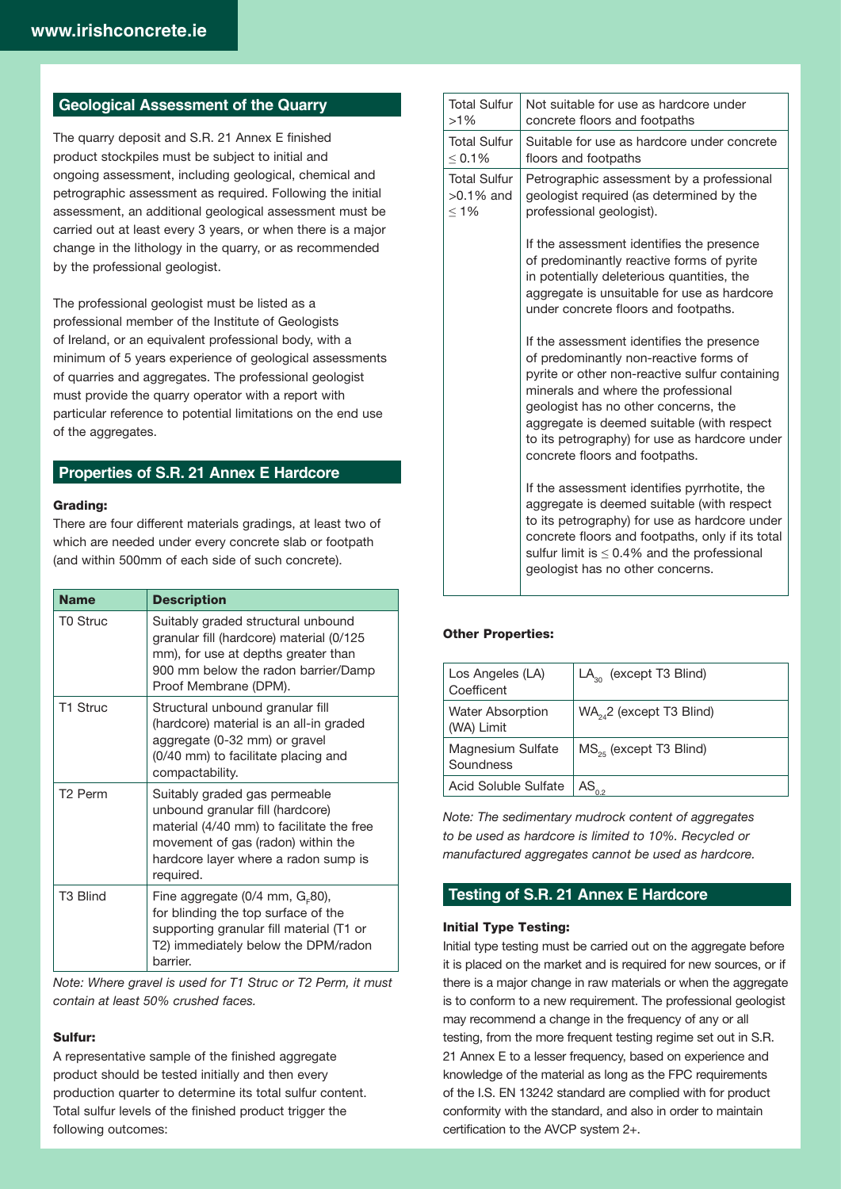## Geological Assessment of the Quarry

The quarry deposit and S.R. 21 Annex E finished product stockpiles must be subject to initial and ongoing assessment, including geological, chemical and petrographic assessment as required. Following the initial assessment, an additional geological assessment must be carried out at least every 3 years, or when there is a major change in the lithology in the quarry, or as recommended by the professional geologist.

The professional geologist must be listed as a professional member of the Institute of Geologists of Ireland, or an equivalent professional body, with a minimum of 5 years experience of geological assessments of quarries and aggregates. The professional geologist must provide the quarry operator with a report with particular reference to potential limitations on the end use of the aggregates.

## Properties of S.R. 21 Annex E Hardcore

**Grading:**

There are four different materials gradings, at least two of which are needed under every concrete slab or footpath (and within 500mm of each side of such concrete).

| Name | Description |
|---|---|
| T0 Struc | Suitably graded structural unbound granular fill (hardcore) material (0/125 mm), for use at depths greater than 900 mm below the radon barrier/Damp Proof Membrane (DPM). |
| T1 Struc | Structural unbound granular fill (hardcore) material is an all-in graded aggregate (0-32 mm) or gravel (0/40 mm) to facilitate placing and compactability. |
| T2 Perm | Suitably graded gas permeable unbound granular fill (hardcore) material (4/40 mm) to facilitate the free movement of gas (radon) within the hardcore layer where a radon sump is required. |
| T3 Blind | Fine aggregate (0/4 mm, $G_F80$), for blinding the top surface of the supporting granular fill material (T1 or T2) immediately below the DPM/radon barrier. |

*Note: Where gravel is used for T1 Struc or T2 Perm, it must contain at least 50% crushed faces.*

**Sulfur:**

A representative sample of the finished aggregate product should be tested initially and then every production quarter to determine its total sulfur content. Total sulfur levels of the finished product trigger the following outcomes:

| Total Sulfur | Outcome |
|---|---|
| Total Sulfur >1% | Not suitable for use as hardcore under concrete floors and footpaths |
| Total Sulfur ≤ 0.1% | Suitable for use as hardcore under concrete floors and footpaths |
| Total Sulfur >0.1% and ≤ 1% | Petrographic assessment by a professional geologist required (as determined by the professional geologist).<br><br>If the assessment identifies the presence of predominantly reactive forms of pyrite in potentially deleterious quantities, the aggregate is unsuitable for use as hardcore under concrete floors and footpaths.<br><br>If the assessment identifies the presence of predominantly non-reactive forms of pyrite or other non-reactive sulfur containing minerals and where the professional geologist has no other concerns, the aggregate is deemed suitable (with respect to its petrography) for use as hardcore under concrete floors and footpaths.<br><br>If the assessment identifies pyrrhotite, the aggregate is deemed suitable (with respect to its petrography) for use as hardcore under concrete floors and footpaths, only if its total sulfur limit is ≤ 0.4% and the professional geologist has no other concerns. |

**Other Properties:**

| Property | Requirement |
|---|---|
| Los Angeles (LA) Coefficent | $LA_{30}$ (except T3 Blind) |
| Water Absorption (WA) Limit | $WA_{24}2$ (except T3 Blind) |
| Magnesium Sulfate Soundness | $MS_{25}$ (except T3 Blind) |
| Acid Soluble Sulfate | $AS_{0.2}$ |

*Note: The sedimentary mudrock content of aggregates to be used as hardcore is limited to 10%. Recycled or manufactured aggregates cannot be used as hardcore.*

## Testing of S.R. 21 Annex E Hardcore

**Initial Type Testing:**

Initial type testing must be carried out on the aggregate before it is placed on the market and is required for new sources, or if there is a major change in raw materials or when the aggregate is to conform to a new requirement. The professional geologist may recommend a change in the frequency of any or all testing, from the more frequent testing regime set out in S.R. 21 Annex E to a lesser frequency, based on experience and knowledge of the material as long as the FPC requirements of the I.S. EN 13242 standard are complied with for product conformity with the standard, and also in order to maintain certification to the AVCP system 2+.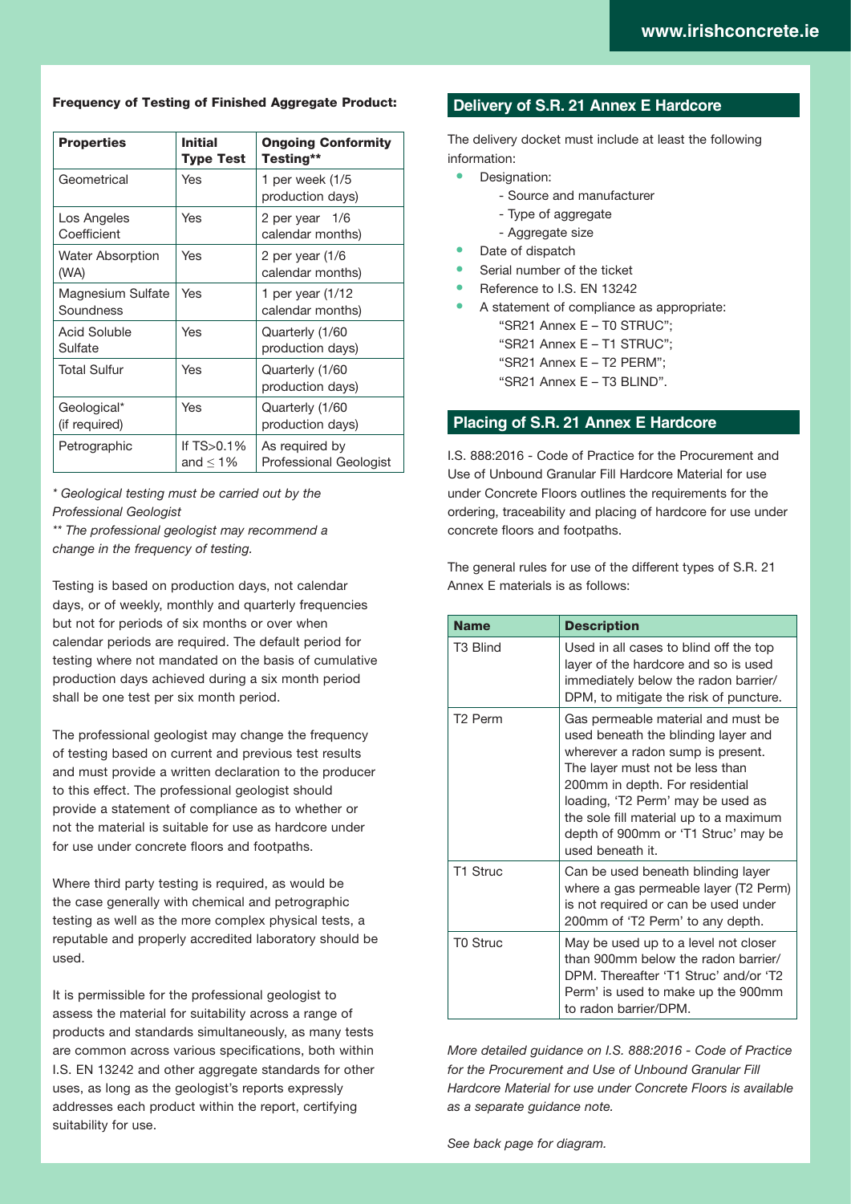**Frequency of Testing of Finished Aggregate Product:**

| Properties | Initial Type Test | Ongoing Conformity Testing** |
|---|---|---|
| Geometrical | Yes | 1 per week (1/5 production days) |
| Los Angeles Coefficient | Yes | 2 per year 1/6 calendar months) |
| Water Absorption (WA) | Yes | 2 per year (1/6 calendar months) |
| Magnesium Sulfate Soundness | Yes | 1 per year (1/12 calendar months) |
| Acid Soluble Sulfate | Yes | Quarterly (1/60 production days) |
| Total Sulfur | Yes | Quarterly (1/60 production days) |
| Geological* (if required) | Yes | Quarterly (1/60 production days) |
| Petrographic | If TS>0.1% and ≤ 1% | As required by Professional Geologist |

*\* Geological testing must be carried out by the Professional Geologist*
*\*\* The professional geologist may recommend a change in the frequency of testing.*

Testing is based on production days, not calendar days, or of weekly, monthly and quarterly frequencies but not for periods of six months or over when calendar periods are required. The default period for testing where not mandated on the basis of cumulative production days achieved during a six month period shall be one test per six month period.

The professional geologist may change the frequency of testing based on current and previous test results and must provide a written declaration to the producer to this effect. The professional geologist should provide a statement of compliance as to whether or not the material is suitable for use as hardcore under for use under concrete floors and footpaths.

Where third party testing is required, as would be the case generally with chemical and petrographic testing as well as the more complex physical tests, a reputable and properly accredited laboratory should be used.

It is permissible for the professional geologist to assess the material for suitability across a range of products and standards simultaneously, as many tests are common across various specifications, both within I.S. EN 13242 and other aggregate standards for other uses, as long as the geologist's reports expressly addresses each product within the report, certifying suitability for use.

## Delivery of S.R. 21 Annex E Hardcore

The delivery docket must include at least the following information:

- Designation:
  - Source and manufacturer
  - Type of aggregate
  - Aggregate size
- Date of dispatch
- Serial number of the ticket
- Reference to I.S. EN 13242
- A statement of compliance as appropriate:
  "SR21 Annex E – T0 STRUC";
  "SR21 Annex E – T1 STRUC";
  "SR21 Annex E – T2 PERM";
  "SR21 Annex E – T3 BLIND".

## Placing of S.R. 21 Annex E Hardcore

I.S. 888:2016 - Code of Practice for the Procurement and Use of Unbound Granular Fill Hardcore Material for use under Concrete Floors outlines the requirements for the ordering, traceability and placing of hardcore for use under concrete floors and footpaths.

The general rules for use of the different types of S.R. 21 Annex E materials is as follows:

| Name | Description |
|---|---|
| T3 Blind | Used in all cases to blind off the top layer of the hardcore and so is used immediately below the radon barrier/ DPM, to mitigate the risk of puncture. |
| T2 Perm | Gas permeable material and must be used beneath the blinding layer and wherever a radon sump is present. The layer must not be less than 200mm in depth. For residential loading, 'T2 Perm' may be used as the sole fill material up to a maximum depth of 900mm or 'T1 Struc' may be used beneath it. |
| T1 Struc | Can be used beneath blinding layer where a gas permeable layer (T2 Perm) is not required or can be used under 200mm of 'T2 Perm' to any depth. |
| T0 Struc | May be used up to a level not closer than 900mm below the radon barrier/ DPM. Thereafter 'T1 Struc' and/or 'T2 Perm' is used to make up the 900mm to radon barrier/DPM. |

*More detailed guidance on I.S. 888:2016 - Code of Practice for the Procurement and Use of Unbound Granular Fill Hardcore Material for use under Concrete Floors is available as a separate guidance note.*

*See back page for diagram.*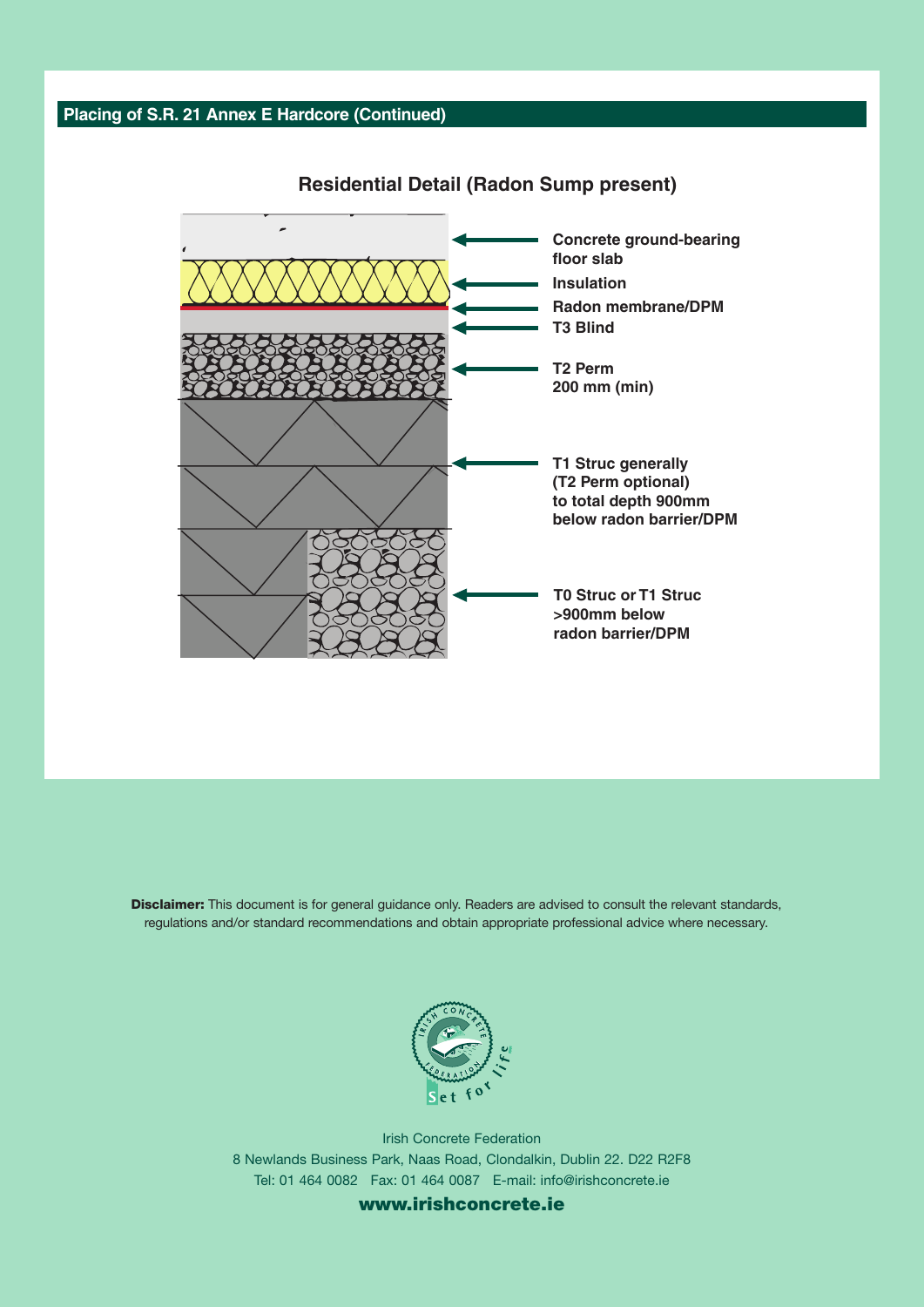## Placing of S.R. 21 Annex E Hardcore (Continued)

### Residential Detail (Radon Sump present)

Concrete ground-bearing floor slab

Insulation

Radon membrane/DPM

T3 Blind

T2 Perm
200 mm (min)

T1 Struc generally
(T2 Perm optional)
to total depth 900mm
below radon barrier/DPM

T0 Struc or T1 Struc
>900mm below
radon barrier/DPM

**Disclaimer:** This document is for general guidance only. Readers are advised to consult the relevant standards, regulations and/or standard recommendations and obtain appropriate professional advice where necessary.

Irish Concrete Federation
8 Newlands Business Park, Naas Road, Clondalkin, Dublin 22. D22 R2F8
Tel: 01 464 0082 Fax: 01 464 0087 E-mail: info@irishconcrete.ie

**www.irishconcrete.ie**